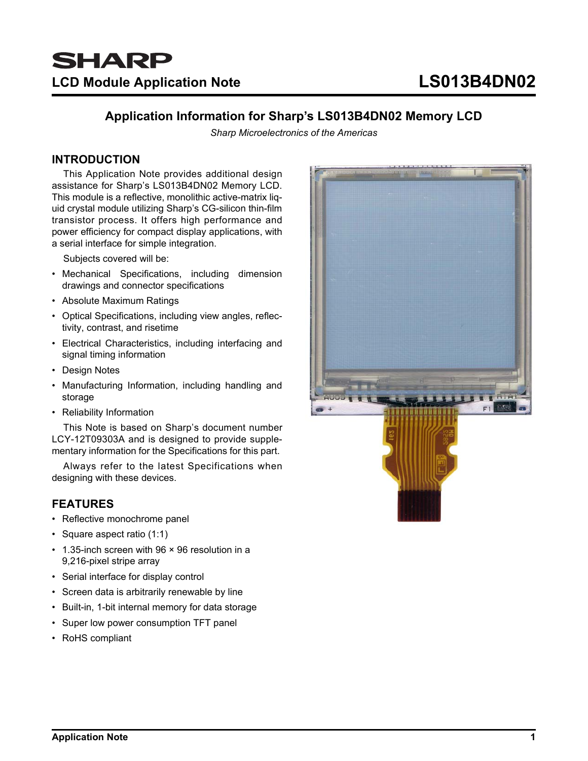**SHARP**

**LCD Module Application Note** **LS013B4DN02**

# Application Information for Sharp's LS013B4DN02 Memory LCD

*Sharp Microelectronics of the Americas*

## INTRODUCTION

This Application Note provides additional design assistance for Sharp's LS013B4DN02 Memory LCD. This module is a reflective, monolithic active-matrix liquid crystal module utilizing Sharp's CG-silicon thin-film transistor process. It offers high performance and power efficiency for compact display applications, with a serial interface for simple integration.

Subjects covered will be:

- Mechanical Specifications, including dimension drawings and connector specifications
- Absolute Maximum Ratings
- Optical Specifications, including view angles, reflectivity, contrast, and risetime
- Electrical Characteristics, including interfacing and signal timing information
- Design Notes
- Manufacturing Information, including handling and storage
- Reliability Information

This Note is based on Sharp's document number LCY-12T09303A and is designed to provide supplementary information for the Specifications for this part.

Always refer to the latest Specifications when designing with these devices.

## FEATURES

- Reflective monochrome panel
- Square aspect ratio (1:1)
- 1.35-inch screen with 96 × 96 resolution in a 9,216-pixel stripe array
- Serial interface for display control
- Screen data is arbitrarily renewable by line
- Built-in, 1-bit internal memory for data storage
- Super low power consumption TFT panel
- RoHS compliant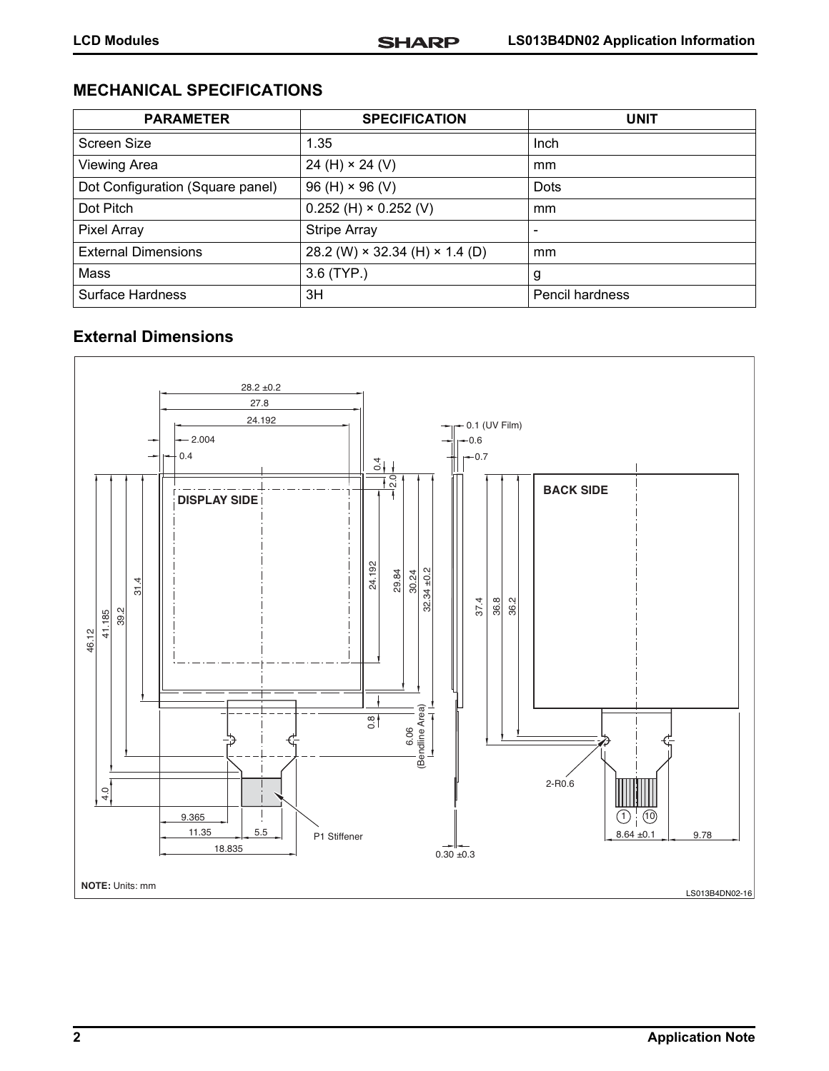## MECHANICAL SPECIFICATIONS

| PARAMETER | SPECIFICATION | UNIT |
| --- | --- | --- |
| Screen Size | 1.35 | Inch |
| Viewing Area | 24 (H) × 24 (V) | mm |
| Dot Configuration (Square panel) | 96 (H) × 96 (V) | Dots |
| Dot Pitch | 0.252 (H) × 0.252 (V) | mm |
| Pixel Array | Stripe Array | - |
| External Dimensions | 28.2 (W) × 32.34 (H) × 1.4 (D) | mm |
| Mass | 3.6 (TYP.) | g |
| Surface Hardness | 3H | Pencil hardness |

## External Dimensions

28.2 ±0.2
27.8
24.192
2.004
0.4
0.4
2.0
0.1 (UV Film)
0.6
0.7

DISPLAY SIDE

BACK SIDE

46.12
41.185
39.2
31.4
24.192
29.84
30.24
32.34 ±0.2
37.4
36.8
36.2
0.8
6.06 (Bendline Area)
4.0
9.365
11.35
5.5
18.835
P1 Stiffener
0.30 ±0.3
2-R0.6
1
10
8.64 ±0.1
9.78

**NOTE:** Units: mm

LS013B4DN02-16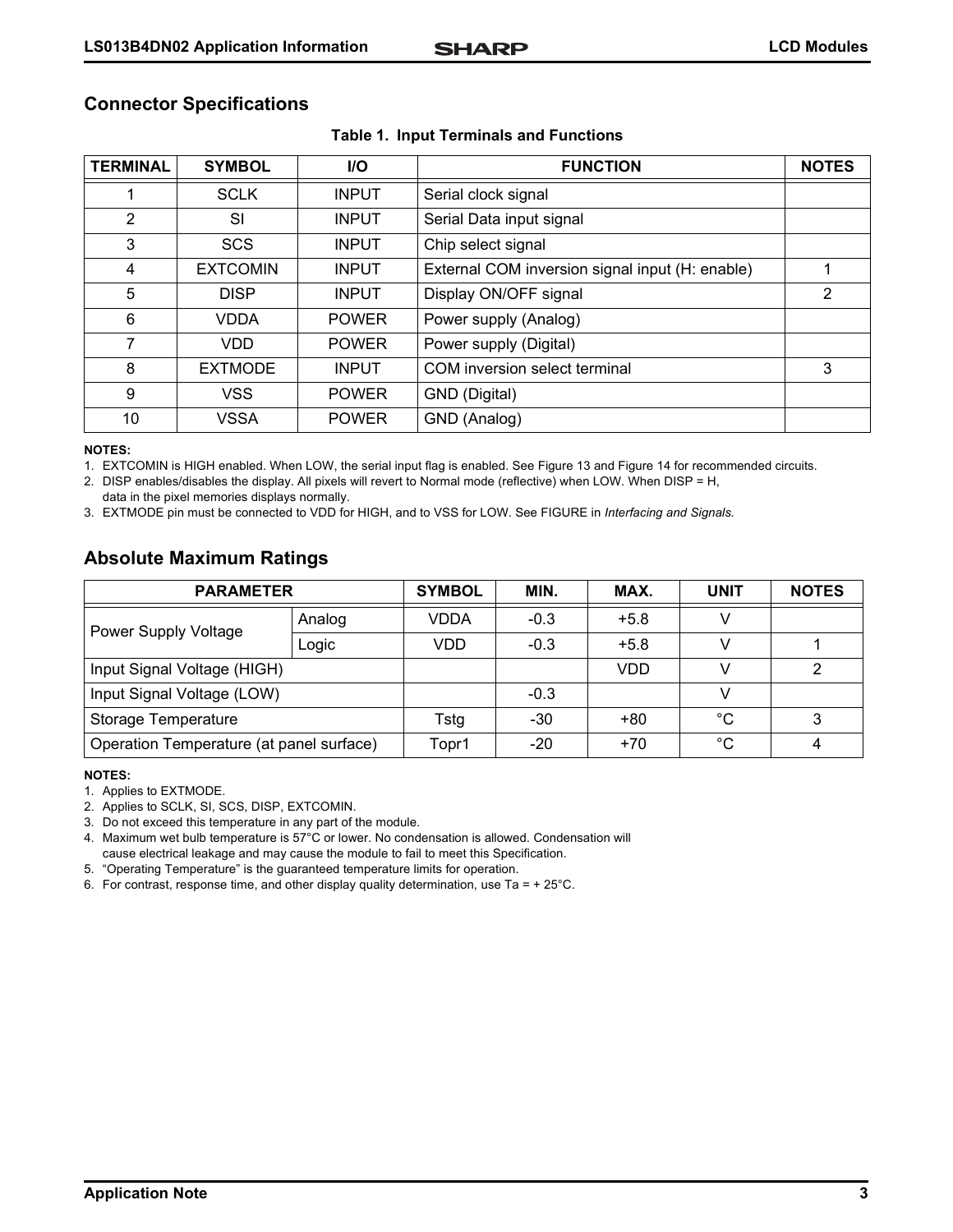## Connector Specifications

**Table 1. Input Terminals and Functions**

| TERMINAL | SYMBOL | I/O | FUNCTION | NOTES |
|---|---|---|---|---|
| 1 | SCLK | INPUT | Serial clock signal | |
| 2 | SI | INPUT | Serial Data input signal | |
| 3 | SCS | INPUT | Chip select signal | |
| 4 | EXTCOMIN | INPUT | External COM inversion signal input (H: enable) | 1 |
| 5 | DISP | INPUT | Display ON/OFF signal | 2 |
| 6 | VDDA | POWER | Power supply (Analog) | |
| 7 | VDD | POWER | Power supply (Digital) | |
| 8 | EXTMODE | INPUT | COM inversion select terminal | 3 |
| 9 | VSS | POWER | GND (Digital) | |
| 10 | VSSA | POWER | GND (Analog) | |

**NOTES:**

1. EXTCOMIN is HIGH enabled. When LOW, the serial input flag is enabled. See Figure 13 and Figure 14 for recommended circuits.
2. DISP enables/disables the display. All pixels will revert to Normal mode (reflective) when LOW. When DISP = H, data in the pixel memories displays normally.
3. EXTMODE pin must be connected to VDD for HIGH, and to VSS for LOW. See FIGURE in *Interfacing and Signals.*

## Absolute Maximum Ratings

| PARAMETER | | SYMBOL | MIN. | MAX. | UNIT | NOTES |
|---|---|---|---|---|---|---|
| Power Supply Voltage | Analog | VDDA | -0.3 | +5.8 | V | |
| | Logic | VDD | -0.3 | +5.8 | V | 1 |
| Input Signal Voltage (HIGH) | | | | VDD | V | 2 |
| Input Signal Voltage (LOW) | | | -0.3 | | V | |
| Storage Temperature | | Tstg | -30 | +80 | °C | 3 |
| Operation Temperature (at panel surface) | | Topr1 | -20 | +70 | °C | 4 |

**NOTES:**

1. Applies to EXTMODE.
2. Applies to SCLK, SI, SCS, DISP, EXTCOMIN.
3. Do not exceed this temperature in any part of the module.
4. Maximum wet bulb temperature is 57°C or lower. No condensation is allowed. Condensation will cause electrical leakage and may cause the module to fail to meet this Specification.
5. "Operating Temperature" is the guaranteed temperature limits for operation.
6. For contrast, response time, and other display quality determination, use Ta = + 25°C.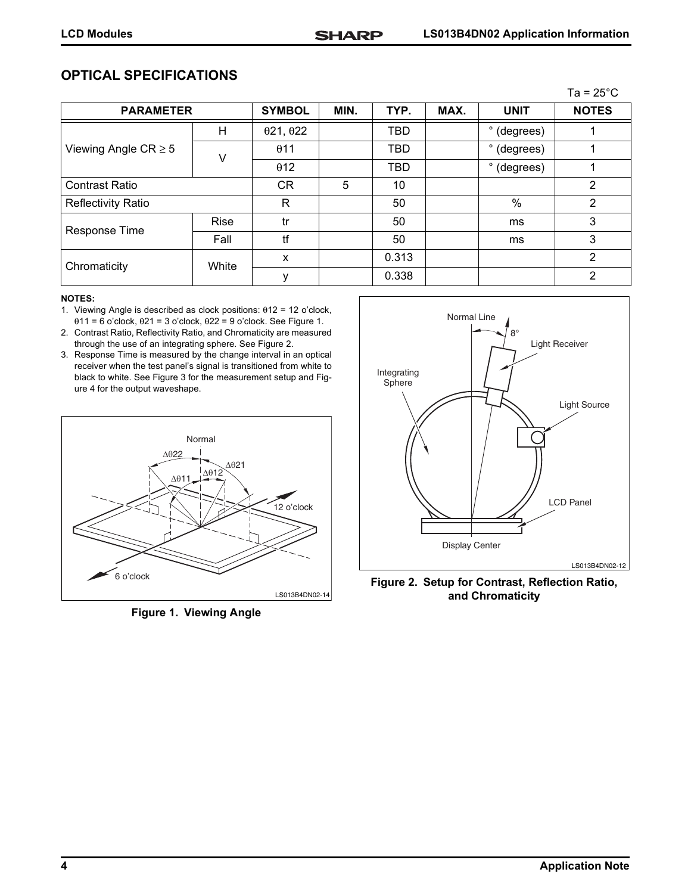## OPTICAL SPECIFICATIONS

Ta = 25°C

| PARAMETER | | SYMBOL | MIN. | TYP. | MAX. | UNIT | NOTES |
|---|---|---|---|---|---|---|---|
| Viewing Angle CR ≥ 5 | H | θ21, θ22 | | TBD | | ° (degrees) | 1 |
| | V | θ11 | | TBD | | ° (degrees) | 1 |
| | | θ12 | | TBD | | ° (degrees) | 1 |
| Contrast Ratio | | CR | 5 | 10 | | | 2 |
| Reflectivity Ratio | | R | | 50 | | % | 2 |
| Response Time | Rise | tr | | 50 | | ms | 3 |
| | Fall | tf | | 50 | | ms | 3 |
| Chromaticity | White | x | | 0.313 | | | 2 |
| | | y | | 0.338 | | | 2 |

**NOTES:**

1. Viewing Angle is described as clock positions: θ12 = 12 o'clock, θ11 = 6 o'clock, θ21 = 3 o'clock, θ22 = 9 o'clock. See Figure 1.
2. Contrast Ratio, Reflectivity Ratio, and Chromaticity are measured through the use of an integrating sphere. See Figure 2.
3. Response Time is measured by the change interval in an optical receiver when the test panel's signal is transitioned from white to black to white. See Figure 3 for the measurement setup and Figure 4 for the output waveshape.

**Figure 1. Viewing Angle**

**Figure 2. Setup for Contrast, Reflection Ratio, and Chromaticity**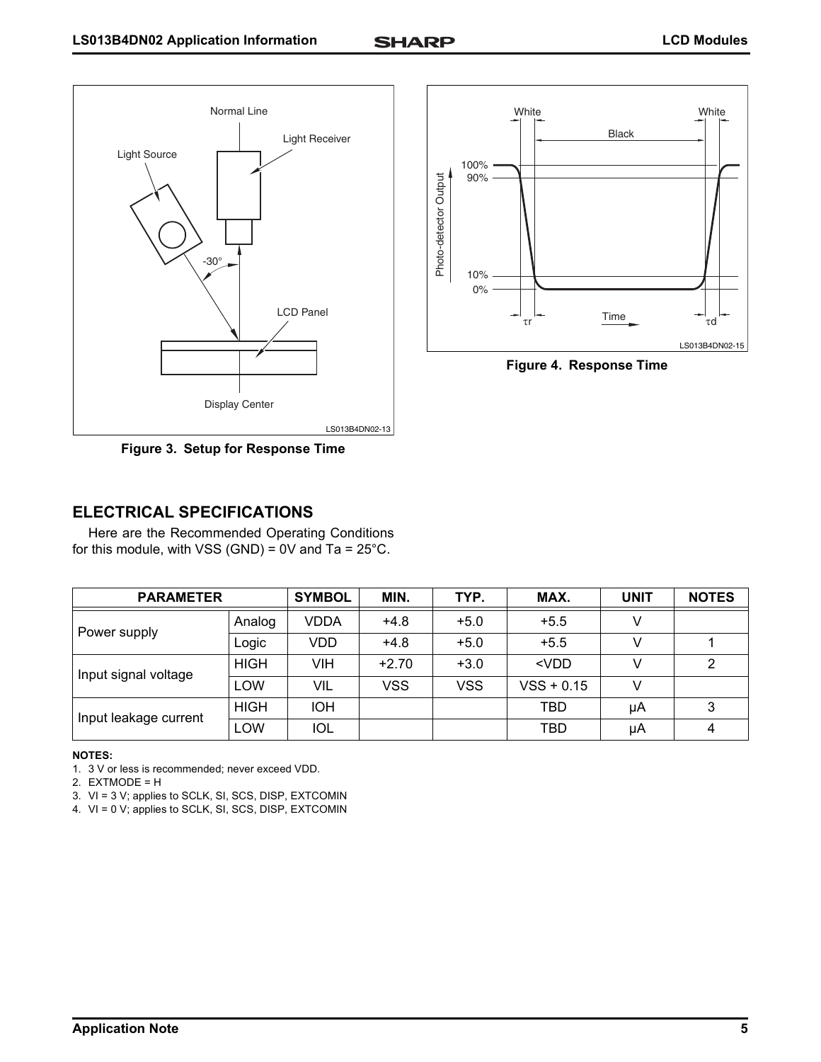Figure 3. Setup for Response Time

Figure 4. Response Time

## ELECTRICAL SPECIFICATIONS

Here are the Recommended Operating Conditions for this module, with VSS (GND) = 0V and Ta = 25°C.

| PARAMETER | | SYMBOL | MIN. | TYP. | MAX. | UNIT | NOTES |
|---|---|---|---|---|---|---|---|
| Power supply | Analog | VDDA | +4.8 | +5.0 | +5.5 | V | |
| | Logic | VDD | +4.8 | +5.0 | +5.5 | V | 1 |
| Input signal voltage | HIGH | VIH | +2.70 | +3.0 | <VDD | V | 2 |
| | LOW | VIL | VSS | VSS | VSS + 0.15 | V | |
| Input leakage current | HIGH | IOH | | | TBD | μA | 3 |
| | LOW | IOL | | | TBD | μA | 4 |

**NOTES:**

1. 3 V or less is recommended; never exceed VDD.
2. EXTMODE = H
3. VI = 3 V; applies to SCLK, SI, SCS, DISP, EXTCOMIN
4. VI = 0 V; applies to SCLK, SI, SCS, DISP, EXTCOMIN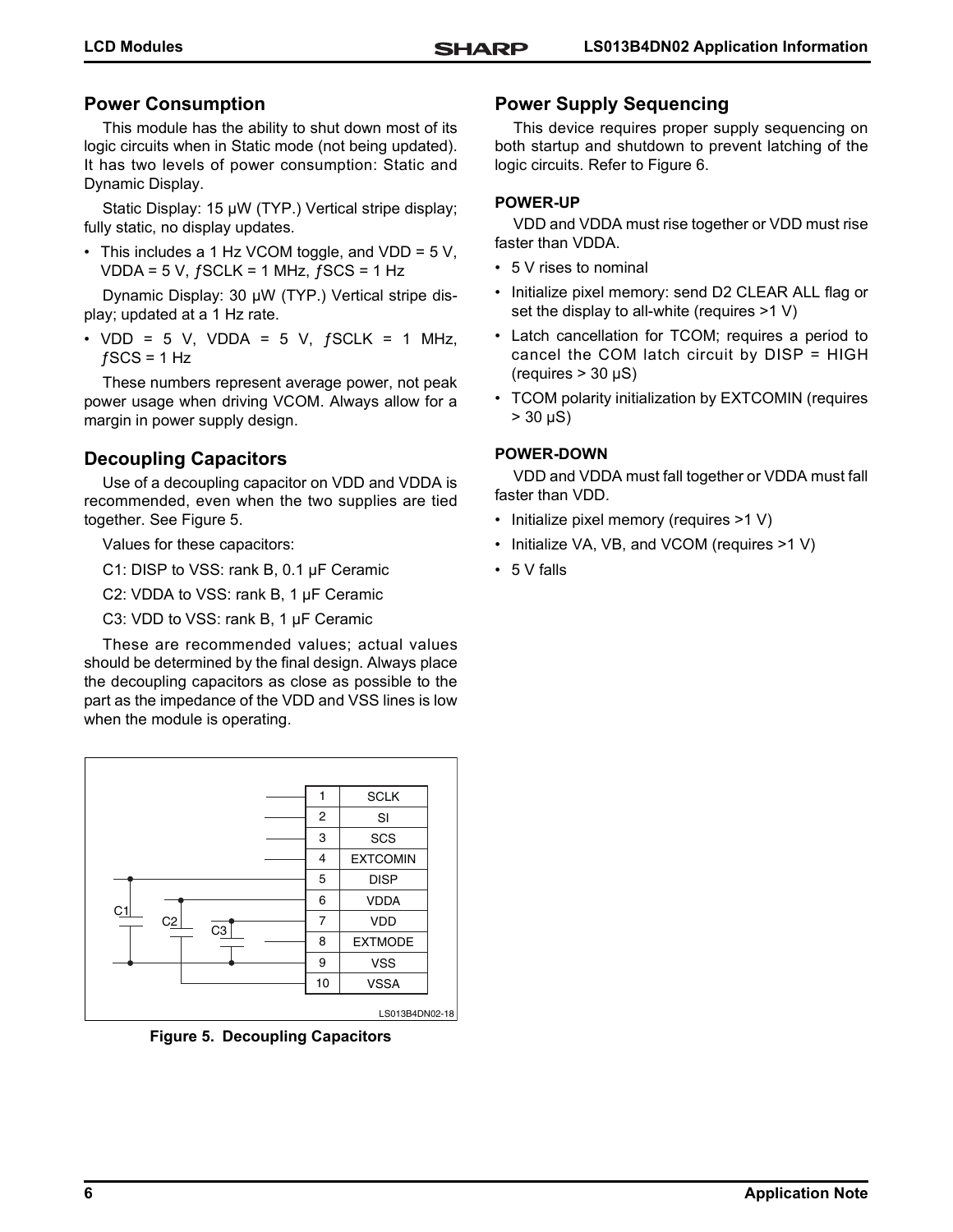## Power Consumption

This module has the ability to shut down most of its logic circuits when in Static mode (not being updated). It has two levels of power consumption: Static and Dynamic Display.

Static Display: 15 μW (TYP.) Vertical stripe display; fully static, no display updates.

- This includes a 1 Hz VCOM toggle, and VDD = 5 V, VDDA = 5 V, ƒSCLK = 1 MHz, ƒSCS = 1 Hz

Dynamic Display: 30 μW (TYP.) Vertical stripe display; updated at a 1 Hz rate.

- VDD = 5 V, VDDA = 5 V, ƒSCLK = 1 MHz, ƒSCS = 1 Hz

These numbers represent average power, not peak power usage when driving VCOM. Always allow for a margin in power supply design.

## Decoupling Capacitors

Use of a decoupling capacitor on VDD and VDDA is recommended, even when the two supplies are tied together. See Figure 5.

Values for these capacitors:

C1: DISP to VSS: rank B, 0.1 μF Ceramic

C2: VDDA to VSS: rank B, 1 μF Ceramic

C3: VDD to VSS: rank B, 1 μF Ceramic

These are recommended values; actual values should be determined by the final design. Always place the decoupling capacitors as close as possible to the part as the impedance of the VDD and VSS lines is low when the module is operating.

| Pin | Signal |
|---|---|
| 1 | SCLK |
| 2 | SI |
| 3 | SCS |
| 4 | EXTCOMIN |
| 5 | DISP |
| 6 | VDDA |
| 7 | VDD |
| 8 | EXTMODE |
| 9 | VSS |
| 10 | VSSA |

C1 C2 C3

LS013B4DN02-18

**Figure 5. Decoupling Capacitors**

## Power Supply Sequencing

This device requires proper supply sequencing on both startup and shutdown to prevent latching of the logic circuits. Refer to Figure 6.

### POWER-UP

VDD and VDDA must rise together or VDD must rise faster than VDDA.

- 5 V rises to nominal
- Initialize pixel memory: send D2 CLEAR ALL flag or set the display to all-white (requires >1 V)
- Latch cancellation for TCOM; requires a period to cancel the COM latch circuit by DISP = HIGH (requires > 30 μS)
- TCOM polarity initialization by EXTCOMIN (requires > 30 μS)

### POWER-DOWN

VDD and VDDA must fall together or VDDA must fall faster than VDD.

- Initialize pixel memory (requires >1 V)
- Initialize VA, VB, and VCOM (requires >1 V)
- 5 V falls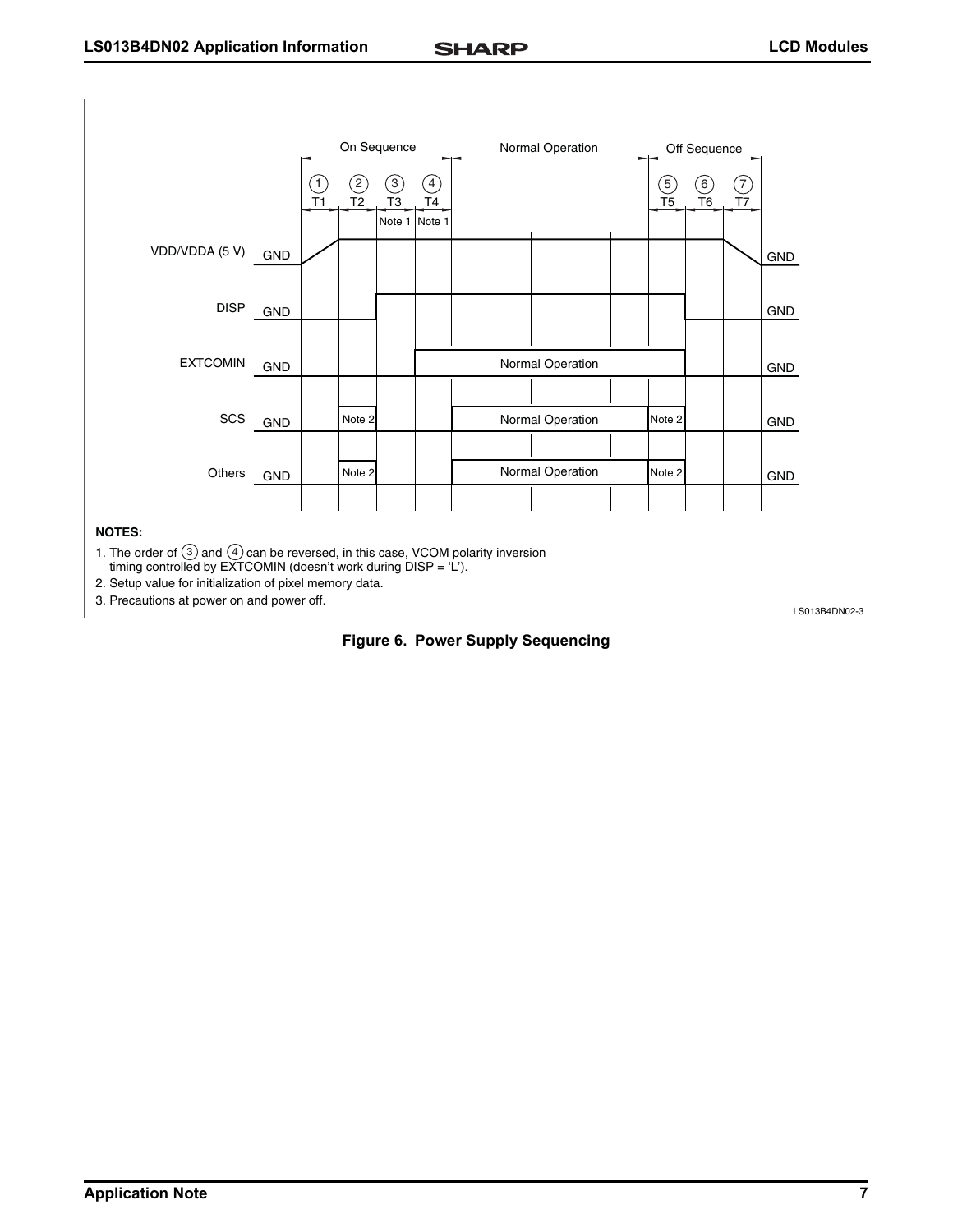On Sequence | Normal Operation | Off Sequence

① T1 ② T2 ③ T3 ④ T4 ⑤ T5 ⑥ T6 ⑦ T7

Note 1 Note 1

VDD/VDDA (5 V) GND GND

DISP GND GND

EXTCOMIN GND Normal Operation GND

SCS GND Note 2 Normal Operation Note 2 GND

Others GND Note 2 Normal Operation Note 2 GND

**NOTES:**

1. The order of ③ and ④ can be reversed, in this case, VCOM polarity inversion timing controlled by EXTCOMIN (doesn't work during DISP = 'L').
2. Setup value for initialization of pixel memory data.
3. Precautions at power on and power off.

LS013B4DN02-3

**Figure 6. Power Supply Sequencing**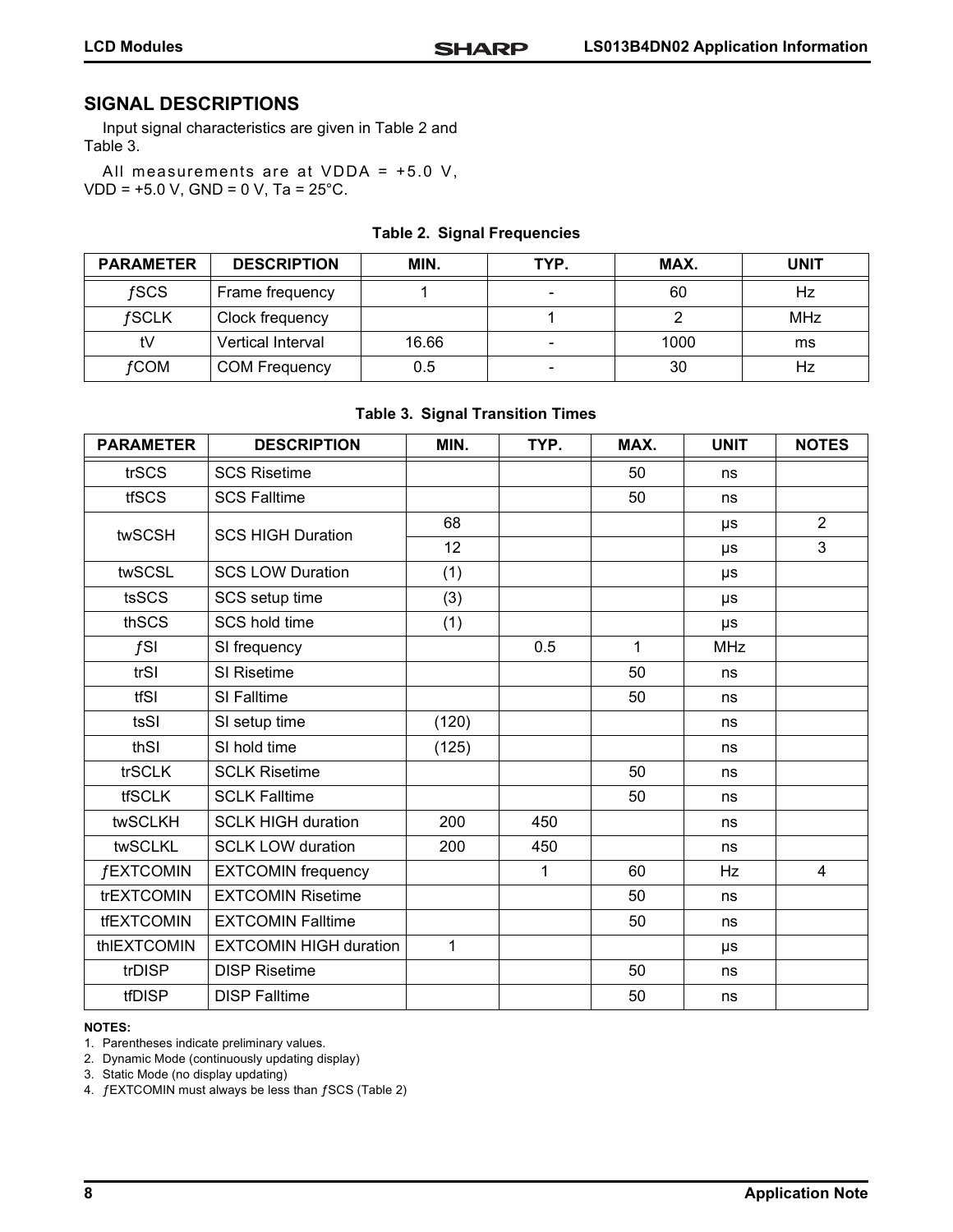## SIGNAL DESCRIPTIONS

Input signal characteristics are given in Table 2 and Table 3.

All measurements are at VDDA = +5.0 V, VDD = +5.0 V, GND = 0 V, Ta = 25°C.

**Table 2. Signal Frequencies**

| PARAMETER | DESCRIPTION | MIN. | TYP. | MAX. | UNIT |
|---|---|---|---|---|---|
| ƒSCS | Frame frequency | 1 | - | 60 | Hz |
| ƒSCLK | Clock frequency | | 1 | 2 | MHz |
| tV | Vertical Interval | 16.66 | - | 1000 | ms |
| ƒCOM | COM Frequency | 0.5 | - | 30 | Hz |

**Table 3. Signal Transition Times**

| PARAMETER | DESCRIPTION | MIN. | TYP. | MAX. | UNIT | NOTES |
|---|---|---|---|---|---|---|
| trSCS | SCS Risetime | | | 50 | ns | |
| tfSCS | SCS Falltime | | | 50 | ns | |
| twSCSH | SCS HIGH Duration | 68 | | | μs | 2 |
| | | 12 | | | μs | 3 |
| twSCSL | SCS LOW Duration | (1) | | | μs | |
| tsSCS | SCS setup time | (3) | | | μs | |
| thSCS | SCS hold time | (1) | | | μs | |
| ƒSI | SI frequency | | 0.5 | 1 | MHz | |
| trSI | SI Risetime | | | 50 | ns | |
| tfSI | SI Falltime | | | 50 | ns | |
| tsSI | SI setup time | (120) | | | ns | |
| thSI | SI hold time | (125) | | | ns | |
| trSCLK | SCLK Risetime | | | 50 | ns | |
| tfSCLK | SCLK Falltime | | | 50 | ns | |
| twSCLKH | SCLK HIGH duration | 200 | 450 | | ns | |
| twSCLKL | SCLK LOW duration | 200 | 450 | | ns | |
| ƒEXTCOMIN | EXTCOMIN frequency | | 1 | 60 | Hz | 4 |
| trEXTCOMIN | EXTCOMIN Risetime | | | 50 | ns | |
| tfEXTCOMIN | EXTCOMIN Falltime | | | 50 | ns | |
| thlEXTCOMIN | EXTCOMIN HIGH duration | 1 | | | μs | |
| trDISP | DISP Risetime | | | 50 | ns | |
| tfDISP | DISP Falltime | | | 50 | ns | |

**NOTES:**

1. Parentheses indicate preliminary values.
2. Dynamic Mode (continuously updating display)
3. Static Mode (no display updating)
4. ƒEXTCOMIN must always be less than ƒSCS (Table 2)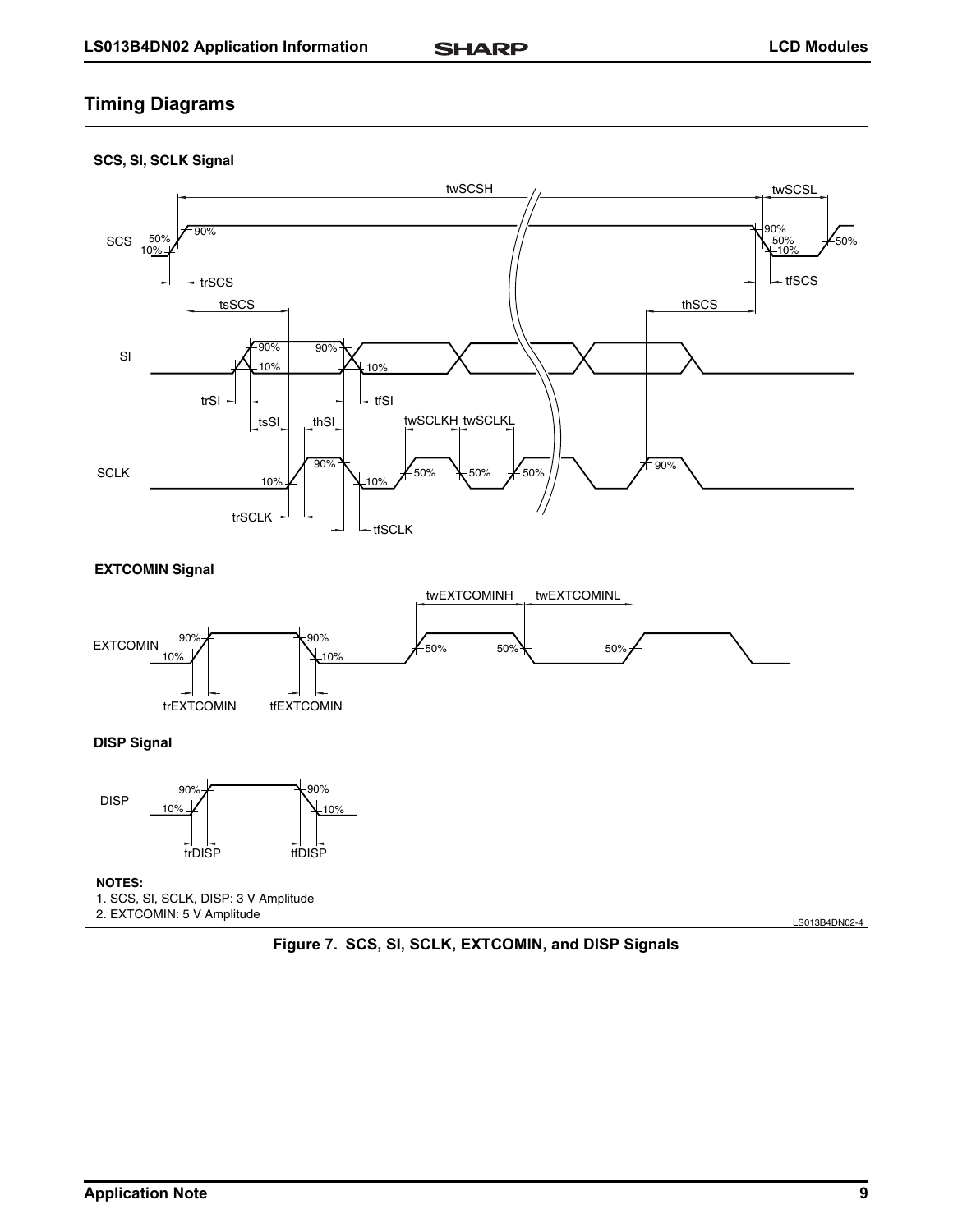## Timing Diagrams

**SCS, SI, SCLK Signal**

**EXTCOMIN Signal**

**DISP Signal**

**NOTES:**

1. SCS, SI, SCLK, DISP: 3 V Amplitude
2. EXTCOMIN: 5 V Amplitude

LS013B4DN02-4

**Figure 7. SCS, SI, SCLK, EXTCOMIN, and DISP Signals**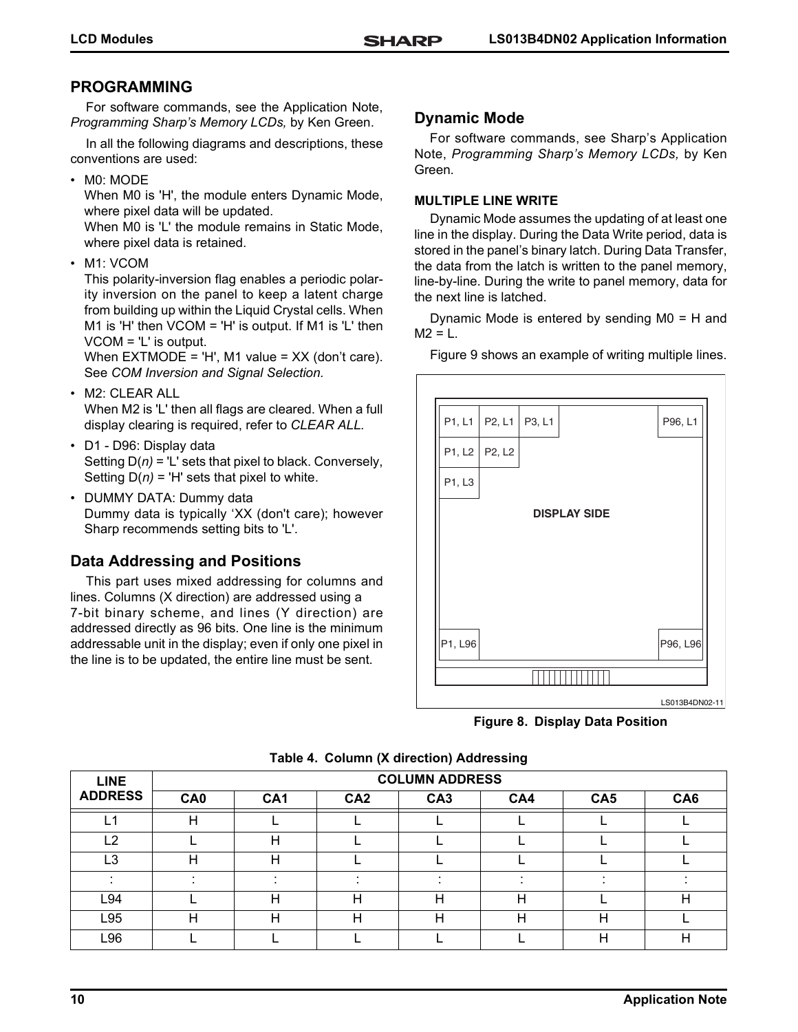## PROGRAMMING

For software commands, see the Application Note, *Programming Sharp's Memory LCDs,* by Ken Green.

In all the following diagrams and descriptions, these conventions are used:

- M0: MODE
  When M0 is 'H', the module enters Dynamic Mode, where pixel data will be updated.
  When M0 is 'L' the module remains in Static Mode, where pixel data is retained.
- M1: VCOM
  This polarity-inversion flag enables a periodic polarity inversion on the panel to keep a latent charge from building up within the Liquid Crystal cells. When M1 is 'H' then VCOM = 'H' is output. If M1 is 'L' then VCOM = 'L' is output.
  When EXTMODE = 'H', M1 value = XX (don't care). See *COM Inversion and Signal Selection.*
- M2: CLEAR ALL
  When M2 is 'L' then all flags are cleared. When a full display clearing is required, refer to *CLEAR ALL.*
- D1 - D96: Display data
  Setting D(*n)* = 'L' sets that pixel to black. Conversely, Setting D(*n)* = 'H' sets that pixel to white.
- DUMMY DATA: Dummy data
  Dummy data is typically 'XX (don't care); however Sharp recommends setting bits to 'L'.

## Data Addressing and Positions

This part uses mixed addressing for columns and lines. Columns (X direction) are addressed using a 7-bit binary scheme, and lines (Y direction) are addressed directly as 96 bits. One line is the minimum addressable unit in the display; even if only one pixel in the line is to be updated, the entire line must be sent.

## Dynamic Mode

For software commands, see Sharp's Application Note, *Programming Sharp's Memory LCDs,* by Ken Green.

### MULTIPLE LINE WRITE

Dynamic Mode assumes the updating of at least one line in the display. During the Data Write period, data is stored in the panel's binary latch. During Data Transfer, the data from the latch is written to the panel memory, line-by-line. During the write to panel memory, data for the next line is latched.

Dynamic Mode is entered by sending M0 = H and M2 = L.

Figure 9 shows an example of writing multiple lines.

P1, L1 | P2, L1 | P3, L1 | P96, L1
P1, L2 | P2, L2
P1, L3
DISPLAY SIDE
P1, L96 | P96, L96

LS013B4DN02-11

**Figure 8. Display Data Position**

**Table 4. Column (X direction) Addressing**

| LINE ADDRESS | COLUMN ADDRESS | | | | | | |
|---|---|---|---|---|---|---|---|
| | CA0 | CA1 | CA2 | CA3 | CA4 | CA5 | CA6 |
| L1 | H | L | L | L | L | L | L |
| L2 | L | H | L | L | L | L | L |
| L3 | H | H | L | L | L | L | L |
| : | : | : | : | : | : | : | : |
| L94 | L | H | H | H | H | L | H |
| L95 | H | H | H | H | H | H | L |
| L96 | L | L | L | L | L | H | H |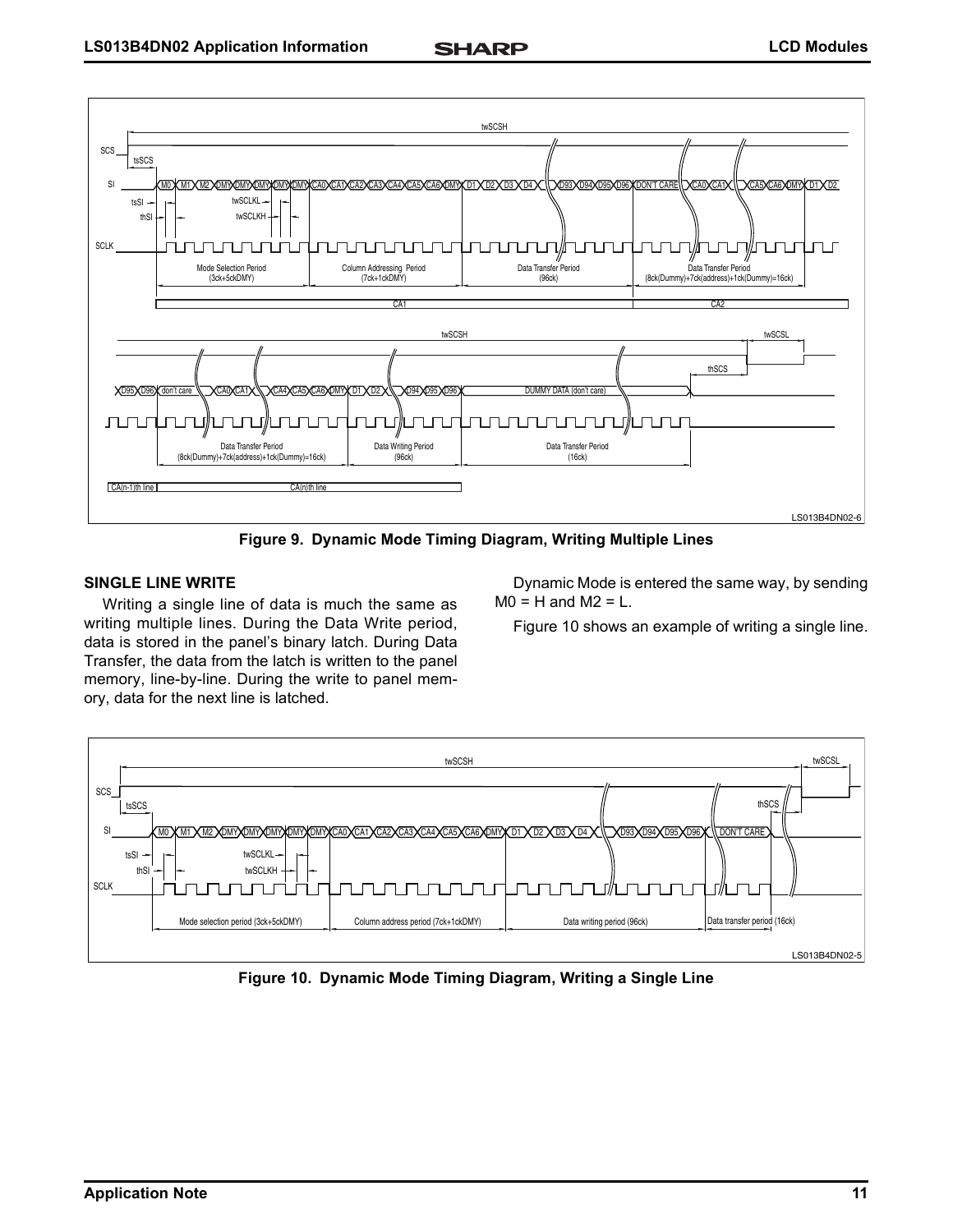Figure 9. Dynamic Mode Timing Diagram, Writing Multiple Lines

### SINGLE LINE WRITE

Writing a single line of data is much the same as writing multiple lines. During the Data Write period, data is stored in the panel's binary latch. During Data Transfer, the data from the latch is written to the panel memory, line-by-line. During the write to panel memory, data for the next line is latched.

Dynamic Mode is entered the same way, by sending M0 = H and M2 = L.

Figure 10 shows an example of writing a single line.

Figure 10. Dynamic Mode Timing Diagram, Writing a Single Line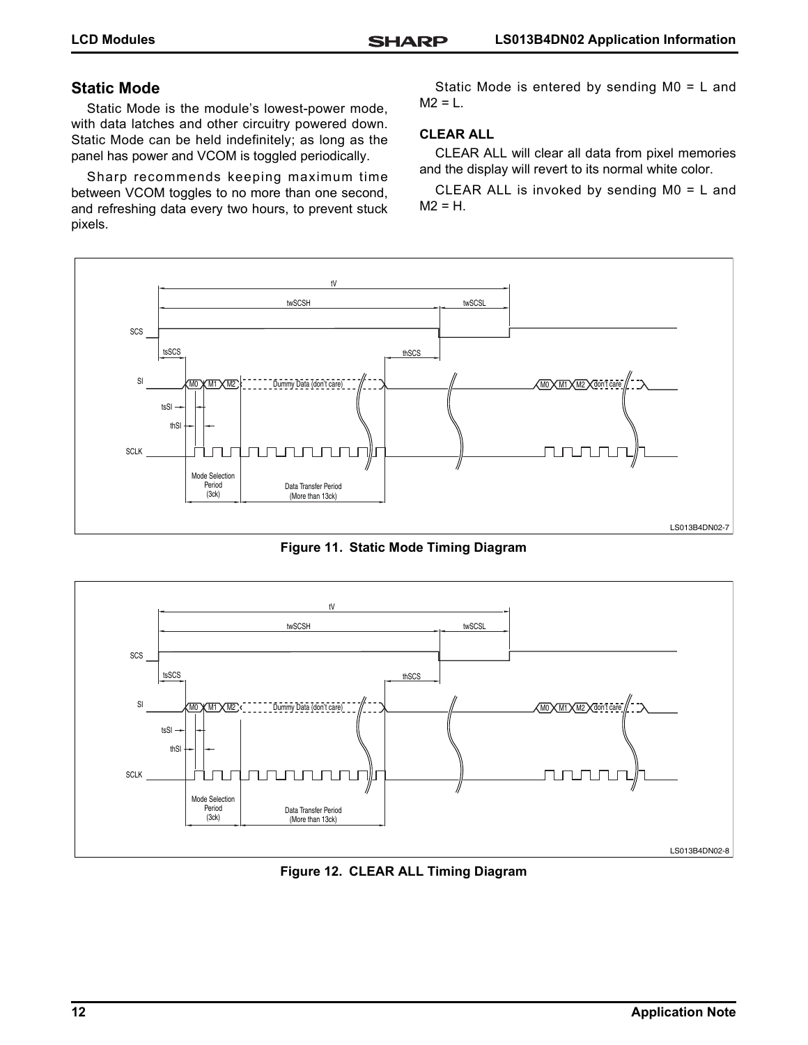## Static Mode

Static Mode is the module's lowest-power mode, with data latches and other circuitry powered down. Static Mode can be held indefinitely; as long as the panel has power and VCOM is toggled periodically.

Sharp recommends keeping maximum time between VCOM toggles to no more than one second, and refreshing data every two hours, to prevent stuck pixels.

Static Mode is entered by sending M0 = L and M2 = L.

### CLEAR ALL

CLEAR ALL will clear all data from pixel memories and the display will revert to its normal white color.

CLEAR ALL is invoked by sending M0 = L and M2 = H.

**Figure 11. Static Mode Timing Diagram**

**Figure 12. CLEAR ALL Timing Diagram**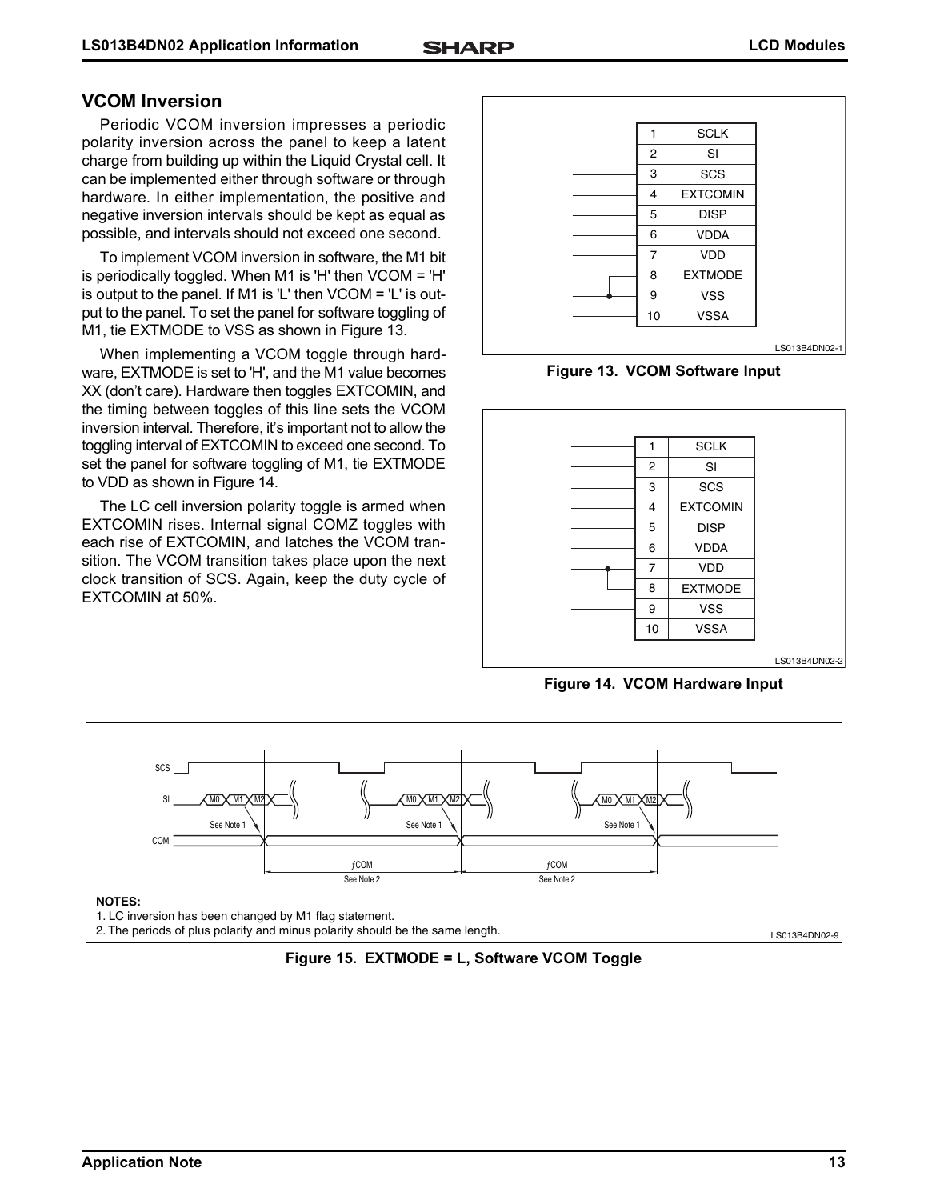## VCOM Inversion

Periodic VCOM inversion impresses a periodic polarity inversion across the panel to keep a latent charge from building up within the Liquid Crystal cell. It can be implemented either through software or through hardware. In either implementation, the positive and negative inversion intervals should be kept as equal as possible, and intervals should not exceed one second.

To implement VCOM inversion in software, the M1 bit is periodically toggled. When M1 is 'H' then VCOM = 'H' is output to the panel. If M1 is 'L' then VCOM = 'L' is output to the panel. To set the panel for software toggling of M1, tie EXTMODE to VSS as shown in Figure 13.

When implementing a VCOM toggle through hardware, EXTMODE is set to 'H', and the M1 value becomes XX (don't care). Hardware then toggles EXTCOMIN, and the timing between toggles of this line sets the VCOM inversion interval. Therefore, it's important not to allow the toggling interval of EXTCOMIN to exceed one second. To set the panel for software toggling of M1, tie EXTMODE to VDD as shown in Figure 14.

The LC cell inversion polarity toggle is armed when EXTCOMIN rises. Internal signal COMZ toggles with each rise of EXTCOMIN, and latches the VCOM transition. The VCOM transition takes place upon the next clock transition of SCS. Again, keep the duty cycle of EXTCOMIN at 50%.

| | |
|---|---|
| 1 | SCLK |
| 2 | SI |
| 3 | SCS |
| 4 | EXTCOMIN |
| 5 | DISP |
| 6 | VDDA |
| 7 | VDD |
| 8 | EXTMODE |
| 9 | VSS |
| 10 | VSSA |

LS013B4DN02-1

**Figure 13. VCOM Software Input**

| | |
|---|---|
| 1 | SCLK |
| 2 | SI |
| 3 | SCS |
| 4 | EXTCOMIN |
| 5 | DISP |
| 6 | VDDA |
| 7 | VDD |
| 8 | EXTMODE |
| 9 | VSS |
| 10 | VSSA |

LS013B4DN02-2

**Figure 14. VCOM Hardware Input**

SCS

SI M0 M1 M2 M0 M1 M2 M0 M1 M2

See Note 1 See Note 1 See Note 1

COM

$f$COM See Note 2 $f$COM See Note 2

**NOTES:**

1. LC inversion has been changed by M1 flag statement.
2. The periods of plus polarity and minus polarity should be the same length.

LS013B4DN02-9

**Figure 15. EXTMODE = L, Software VCOM Toggle**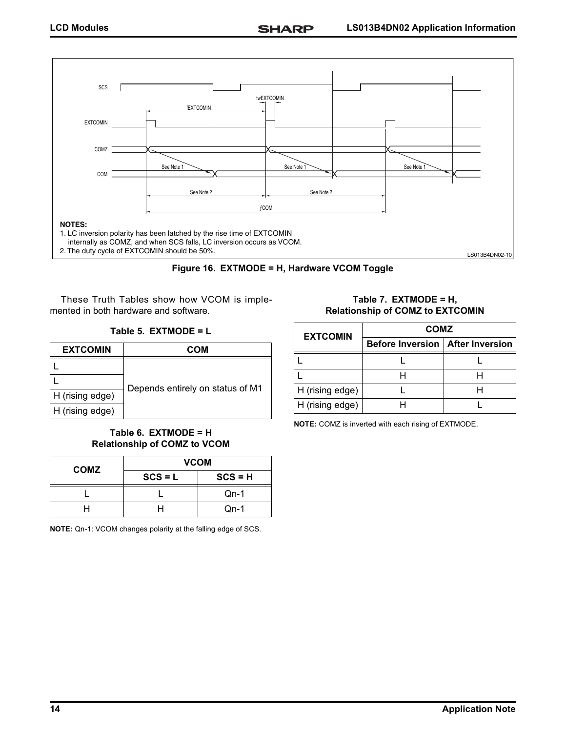SCS

twEXTCOMIN

fEXTCOMIN

EXTCOMIN

COMZ

COM

See Note 1 See Note 1 See Note 1

See Note 2 See Note 2

$f$COM

**NOTES:**

1. LC inversion polarity has been latched by the rise time of EXTCOMIN internally as COMZ, and when SCS falls, LC inversion occurs as VCOM.
2. The duty cycle of EXTCOMIN should be 50%.

LS013B4DN02-10

**Figure 16. EXTMODE = H, Hardware VCOM Toggle**

These Truth Tables show how VCOM is implemented in both hardware and software.

**Table 5. EXTMODE = L**

| EXTCOMIN | COM |
|---|---|
| L | Depends entirely on status of M1 |
| L | |
| H (rising edge) | |
| H (rising edge) | |

**Table 6. EXTMODE = H Relationship of COMZ to VCOM**

| COMZ | VCOM | |
|---|---|---|
| | SCS = L | SCS = H |
| L | L | Qn-1 |
| H | H | Qn-1 |

**NOTE:** Qn-1: VCOM changes polarity at the falling edge of SCS.

**Table 7. EXTMODE = H, Relationship of COMZ to EXTCOMIN**

| EXTCOMIN | COMZ | |
|---|---|---|
| | Before Inversion | After Inversion |
| L | L | L |
| L | H | H |
| H (rising edge) | L | H |
| H (rising edge) | H | L |

**NOTE:** COMZ is inverted with each rising of EXTMODE.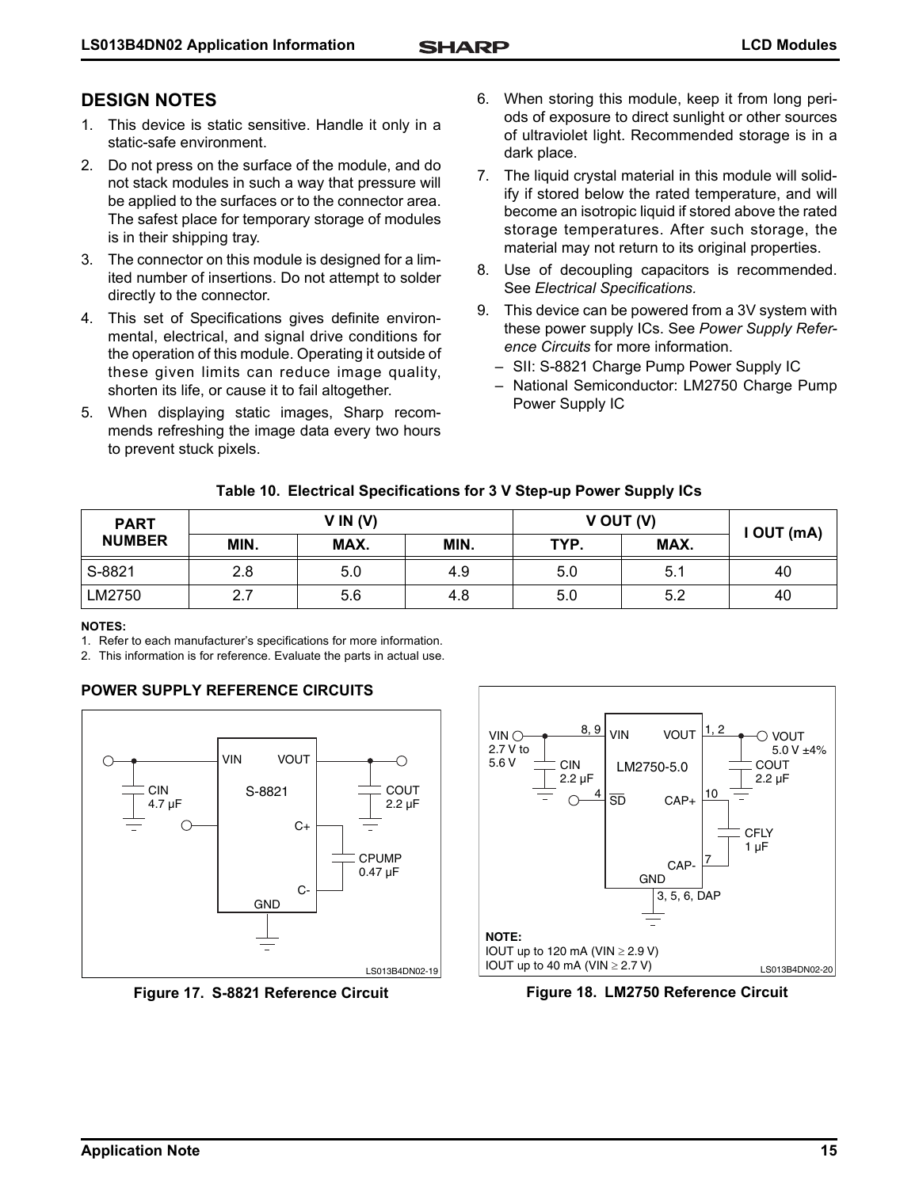## DESIGN NOTES

1. This device is static sensitive. Handle it only in a static-safe environment.
2. Do not press on the surface of the module, and do not stack modules in such a way that pressure will be applied to the surfaces or to the connector area. The safest place for temporary storage of modules is in their shipping tray.
3. The connector on this module is designed for a limited number of insertions. Do not attempt to solder directly to the connector.
4. This set of Specifications gives definite environmental, electrical, and signal drive conditions for the operation of this module. Operating it outside of these given limits can reduce image quality, shorten its life, or cause it to fail altogether.
5. When displaying static images, Sharp recommends refreshing the image data every two hours to prevent stuck pixels.
6. When storing this module, keep it from long periods of exposure to direct sunlight or other sources of ultraviolet light. Recommended storage is in a dark place.
7. The liquid crystal material in this module will solidify if stored below the rated temperature, and will become an isotropic liquid if stored above the rated storage temperatures. After such storage, the material may not return to its original properties.
8. Use of decoupling capacitors is recommended. See *Electrical Specifications.*
9. This device can be powered from a 3V system with these power supply ICs. See *Power Supply Reference Circuits* for more information.
   - SII: S-8821 Charge Pump Power Supply IC
   - National Semiconductor: LM2750 Charge Pump Power Supply IC

**Table 10. Electrical Specifications for 3 V Step-up Power Supply ICs**

| PART NUMBER | V IN (V) | | V OUT (V) | | | I OUT (mA) |
|---|---|---|---|---|---|---|
| | MIN. | MAX. | MIN. | TYP. | MAX. | |
| S-8821 | 2.8 | 5.0 | 4.9 | 5.0 | 5.1 | 40 |
| LM2750 | 2.7 | 5.6 | 4.8 | 5.0 | 5.2 | 40 |

**NOTES:**

1. Refer to each manufacturer's specifications for more information.
2. This information is for reference. Evaluate the parts in actual use.

### POWER SUPPLY REFERENCE CIRCUITS

VIN VOUT S-8821 CIN 4.7 μF COUT 2.2 μF C+ CPUMP 0.47 μF C- GND

LS013B4DN02-19

**Figure 17. S-8821 Reference Circuit**

VIN 2.7 V to 5.6 V; 8, 9 VIN; VOUT 1, 2; VOUT 5.0 V ±4%; CIN 2.2 μF; LM2750-5.0; COUT 2.2 μF; 4 SD; CAP+ 10; CFLY 1 μF; CAP- 7; GND 3, 5, 6, DAP

**NOTE:**
IOUT up to 120 mA (VIN ≥ 2.9 V)
IOUT up to 40 mA (VIN ≥ 2.7 V)

LS013B4DN02-20

**Figure 18. LM2750 Reference Circuit**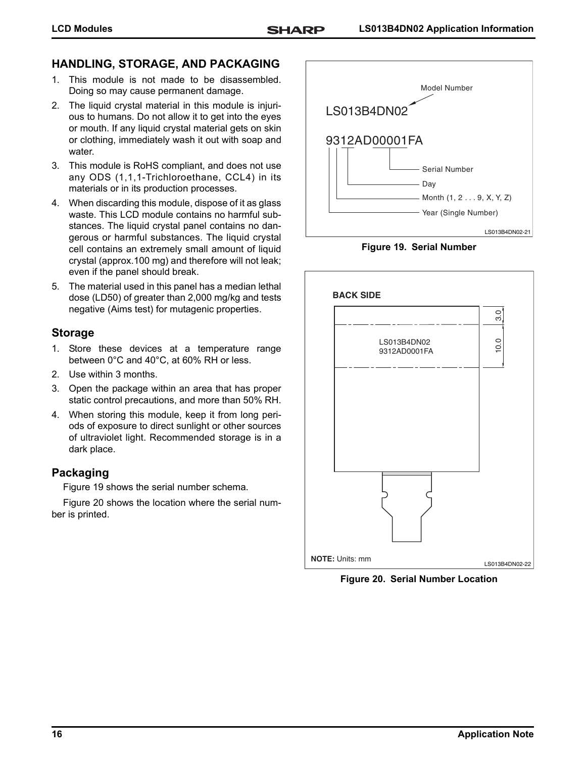## HANDLING, STORAGE, AND PACKAGING

1. This module is not made to be disassembled. Doing so may cause permanent damage.
2. The liquid crystal material in this module is injurious to humans. Do not allow it to get into the eyes or mouth. If any liquid crystal material gets on skin or clothing, immediately wash it out with soap and water.
3. This module is RoHS compliant, and does not use any ODS (1,1,1-Trichloroethane, CCL4) in its materials or in its production processes.
4. When discarding this module, dispose of it as glass waste. This LCD module contains no harmful substances. The liquid crystal panel contains no dangerous or harmful substances. The liquid crystal cell contains an extremely small amount of liquid crystal (approx.100 mg) and therefore will not leak; even if the panel should break.
5. The material used in this panel has a median lethal dose (LD50) of greater than 2,000 mg/kg and tests negative (Aims test) for mutagenic properties.

### Storage

1. Store these devices at a temperature range between 0°C and 40°C, at 60% RH or less.
2. Use within 3 months.
3. Open the package within an area that has proper static control precautions, and more than 50% RH.
4. When storing this module, keep it from long periods of exposure to direct sunlight or other sources of ultraviolet light. Recommended storage is in a dark place.

### Packaging

Figure 19 shows the serial number schema.

Figure 20 shows the location where the serial number is printed.

LS013B4DN02 — Model Number

9312AD00001FA

- Year (Single Number)
- Month (1, 2 . . . 9, X, Y, Z)
- Day
- Serial Number

LS013B4DN02-21

**Figure 19. Serial Number**

BACK SIDE

LS013B4DN02
9312AD0001FA

3.0
10.0

NOTE: Units: mm

LS013B4DN02-22

**Figure 20. Serial Number Location**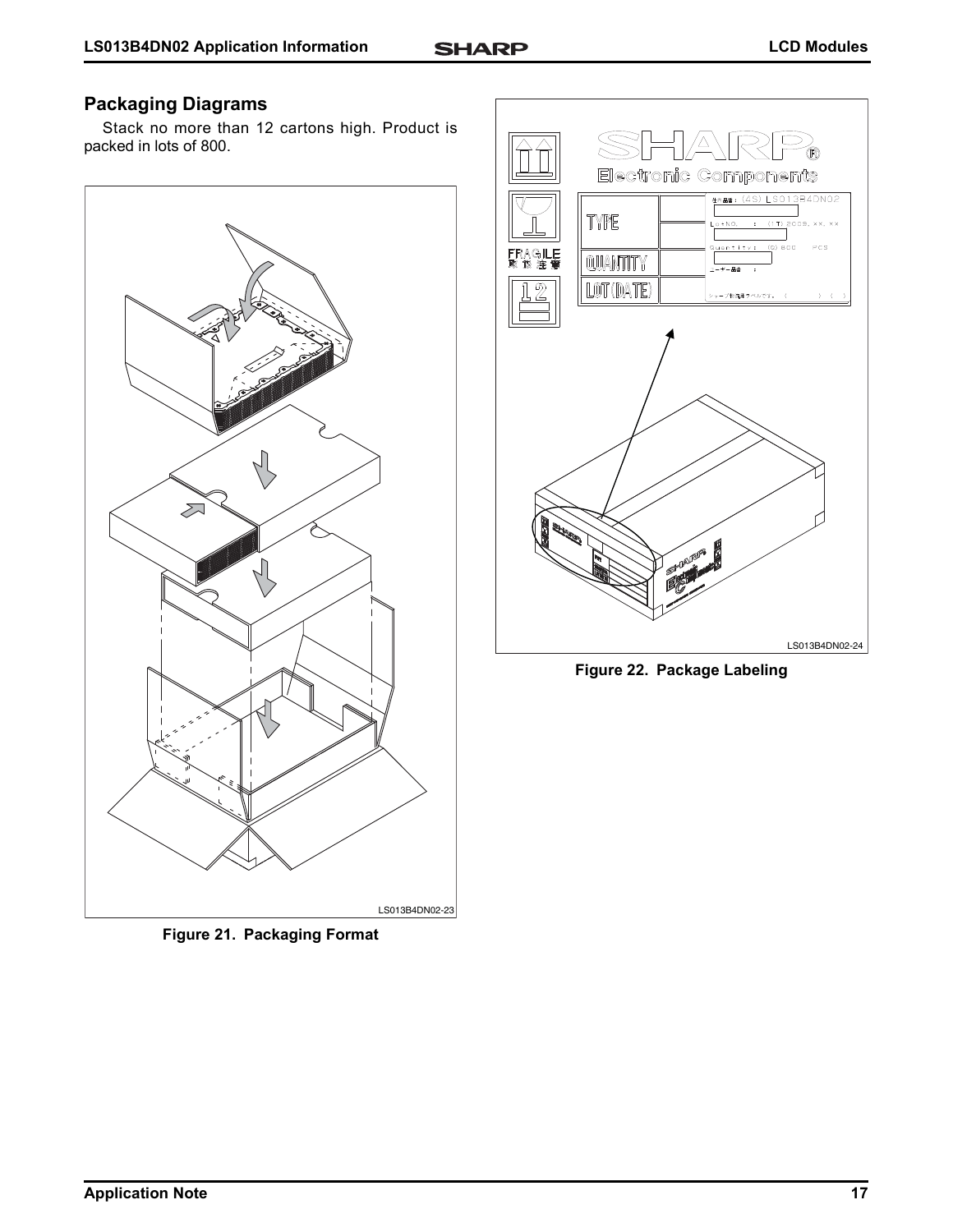## Packaging Diagrams

Stack no more than 12 cartons high. Product is packed in lots of 800.

LS013B4DN02-23

**Figure 21. Packaging Format**

LS013B4DN02-24

**Figure 22. Package Labeling**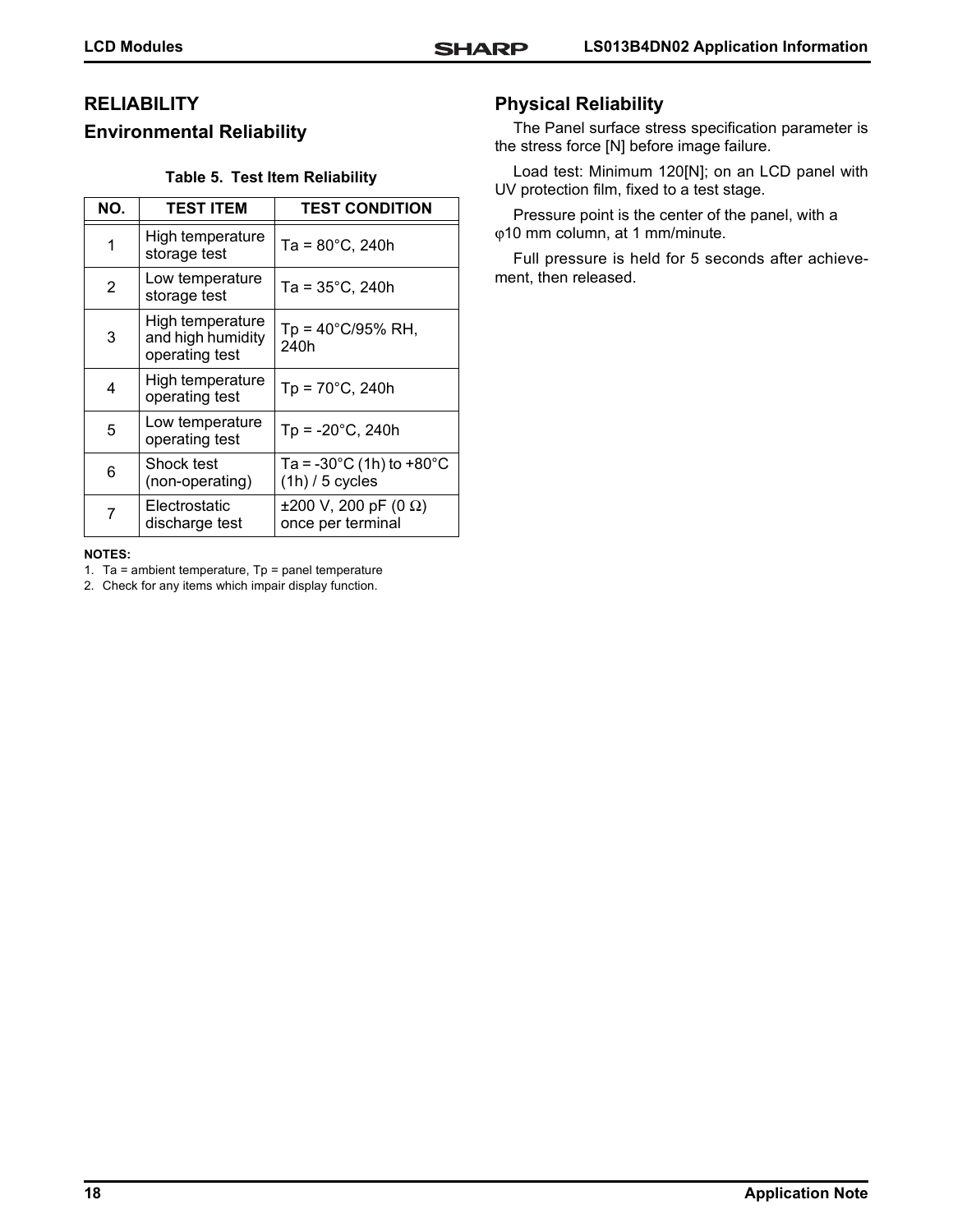# RELIABILITY

## Environmental Reliability

**Table 5. Test Item Reliability**

| NO. | TEST ITEM | TEST CONDITION |
|---|---|---|
| 1 | High temperature storage test | Ta = 80°C, 240h |
| 2 | Low temperature storage test | Ta = 35°C, 240h |
| 3 | High temperature and high humidity operating test | Tp = 40°C/95% RH, 240h |
| 4 | High temperature operating test | Tp = 70°C, 240h |
| 5 | Low temperature operating test | Tp = -20°C, 240h |
| 6 | Shock test (non-operating) | Ta = -30°C (1h) to +80°C (1h) / 5 cycles |
| 7 | Electrostatic discharge test | ±200 V, 200 pF (0 Ω) once per terminal |

**NOTES:**

1. Ta = ambient temperature, Tp = panel temperature
2. Check for any items which impair display function.

## Physical Reliability

The Panel surface stress specification parameter is the stress force [N] before image failure.

Load test: Minimum 120[N]; on an LCD panel with UV protection film, fixed to a test stage.

Pressure point is the center of the panel, with a φ10 mm column, at 1 mm/minute.

Full pressure is held for 5 seconds after achievement, then released.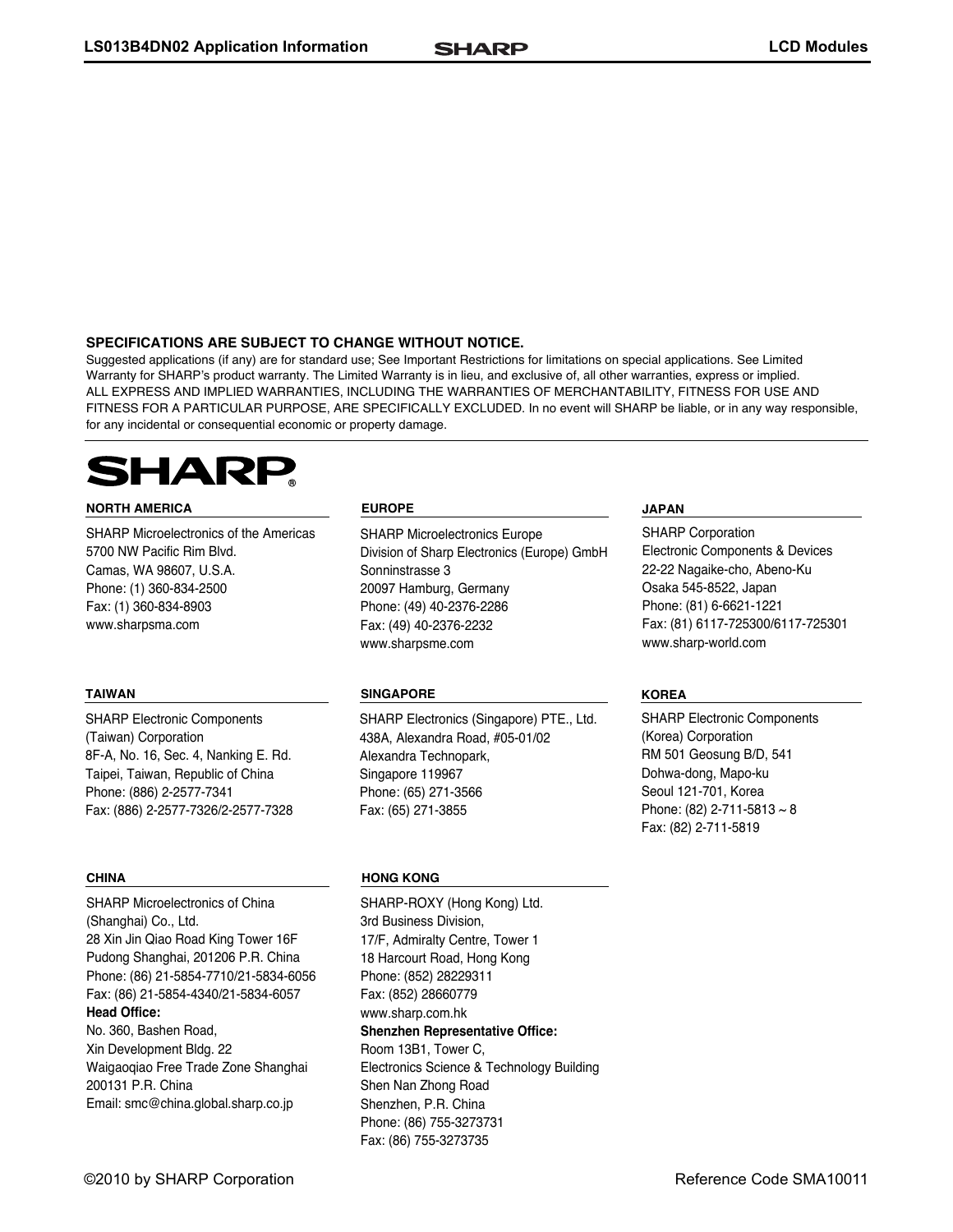**SPECIFICATIONS ARE SUBJECT TO CHANGE WITHOUT NOTICE.**

Suggested applications (if any) are for standard use; See Important Restrictions for limitations on special applications. See Limited Warranty for SHARP's product warranty. The Limited Warranty is in lieu, and exclusive of, all other warranties, express or implied. ALL EXPRESS AND IMPLIED WARRANTIES, INCLUDING THE WARRANTIES OF MERCHANTABILITY, FITNESS FOR USE AND FITNESS FOR A PARTICULAR PURPOSE, ARE SPECIFICALLY EXCLUDED. In no event will SHARP be liable, or in any way responsible, for any incidental or consequential economic or property damage.

# SHARP®

#### NORTH AMERICA

SHARP Microelectronics of the Americas
5700 NW Pacific Rim Blvd.
Camas, WA 98607, U.S.A.
Phone: (1) 360-834-2500
Fax: (1) 360-834-8903
www.sharpsma.com

#### EUROPE

SHARP Microelectronics Europe
Division of Sharp Electronics (Europe) GmbH
Sonninstrasse 3
20097 Hamburg, Germany
Phone: (49) 40-2376-2286
Fax: (49) 40-2376-2232
www.sharpsme.com

#### JAPAN

SHARP Corporation
Electronic Components & Devices
22-22 Nagaike-cho, Abeno-Ku
Osaka 545-8522, Japan
Phone: (81) 6-6621-1221
Fax: (81) 6117-725300/6117-725301
www.sharp-world.com

#### TAIWAN

SHARP Electronic Components
(Taiwan) Corporation
8F-A, No. 16, Sec. 4, Nanking E. Rd.
Taipei, Taiwan, Republic of China
Phone: (886) 2-2577-7341
Fax: (886) 2-2577-7326/2-2577-7328

#### SINGAPORE

SHARP Electronics (Singapore) PTE., Ltd.
438A, Alexandra Road, #05-01/02
Alexandra Technopark,
Singapore 119967
Phone: (65) 271-3566
Fax: (65) 271-3855

#### KOREA

SHARP Electronic Components
(Korea) Corporation
RM 501 Geosung B/D, 541
Dohwa-dong, Mapo-ku
Seoul 121-701, Korea
Phone: (82) 2-711-5813 ~ 8
Fax: (82) 2-711-5819

#### CHINA

SHARP Microelectronics of China
(Shanghai) Co., Ltd.
28 Xin Jin Qiao Road King Tower 16F
Pudong Shanghai, 201206 P.R. China
Phone: (86) 21-5854-7710/21-5834-6056
Fax: (86) 21-5854-4340/21-5834-6057
**Head Office:**
No. 360, Bashen Road,
Xin Development Bldg. 22
Waigaoqiao Free Trade Zone Shanghai
200131 P.R. China
Email: smc@china.global.sharp.co.jp

#### HONG KONG

SHARP-ROXY (Hong Kong) Ltd.
3rd Business Division,
17/F, Admiralty Centre, Tower 1
18 Harcourt Road, Hong Kong
Phone: (852) 28229311
Fax: (852) 28660779
www.sharp.com.hk
**Shenzhen Representative Office:**
Room 13B1, Tower C,
Electronics Science & Technology Building
Shen Nan Zhong Road
Shenzhen, P.R. China
Phone: (86) 755-3273731
Fax: (86) 755-3273735

©2010 by SHARP Corporation

Reference Code SMA10011